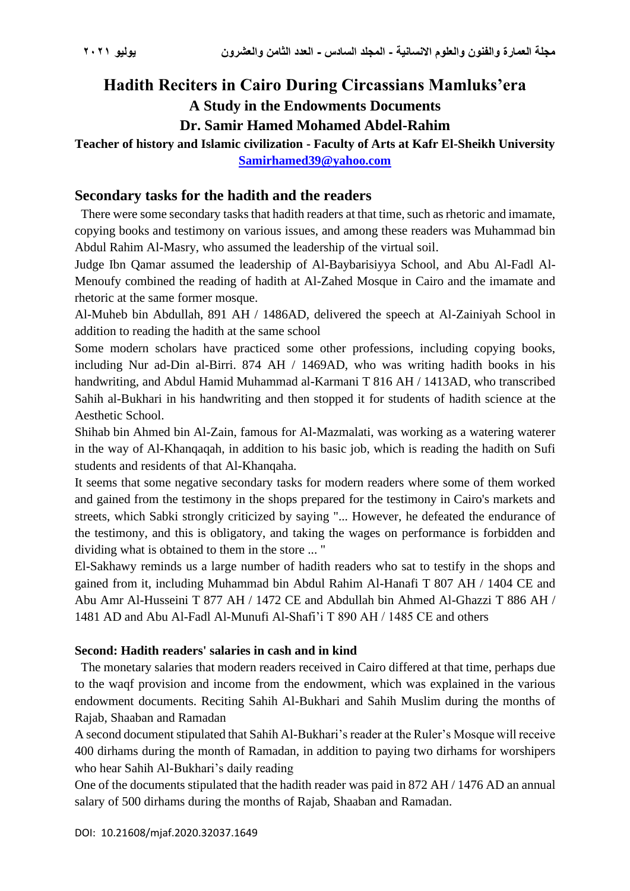# Hadith Reciters in Cairo During Circassians Mamluks'era

## A Study in the Endowments Documents

## Dr. Samir Hamed Mohamed Abdel-Rahim

**Teacher of history and Islamic civilization - Faculty of Arts at Kafr El-Sheikh University**

**Samirhamed39@yahoo.com**

## Secondary tasks for the hadith and the readers

There were some secondary tasks that hadith readers at that time, such as rhetoric and imamate, copying books and testimony on various issues, and among these readers was Muhammad bin Abdul Rahim Al-Masry, who assumed the leadership of the virtual soil.

Judge Ibn Qamar assumed the leadership of Al-Baybarisiyya School, and Abu Al-Fadl Al-Menoufy combined the reading of hadith at Al-Zahed Mosque in Cairo and the imamate and rhetoric at the same former mosque.

Al-Muheb bin Abdullah, 891 AH / 1486AD, delivered the speech at Al-Zainiyah School in addition to reading the hadith at the same school

Some modern scholars have practiced some other professions, including copying books, including Nur ad-Din al-Birri. 874 AH / 1469AD, who was writing hadith books in his handwriting, and Abdul Hamid Muhammad al-Karmani T 816 AH / 1413AD, who transcribed Sahih al-Bukhari in his handwriting and then stopped it for students of hadith science at the Aesthetic School.

Shihab bin Ahmed bin Al-Zain, famous for Al-Mazmalati, was working as a watering waterer in the way of Al-Khanqaqah, in addition to his basic job, which is reading the hadith on Sufi students and residents of that Al-Khanqaha.

It seems that some negative secondary tasks for modern readers where some of them worked and gained from the testimony in the shops prepared for the testimony in Cairo's markets and streets, which Sabki strongly criticized by saying "... However, he defeated the endurance of the testimony, and this is obligatory, and taking the wages on performance is forbidden and dividing what is obtained to them in the store ... "

El-Sakhawy reminds us a large number of hadith readers who sat to testify in the shops and gained from it, including Muhammad bin Abdul Rahim Al-Hanafi T 807 AH / 1404 CE and Abu Amr Al-Husseini T 877 AH / 1472 CE and Abdullah bin Ahmed Al-Ghazzi T 886 AH / 1481 AD and Abu Al-Fadl Al-Munufi Al-Shafi'i T 890 AH / 1485 CE and others

**Second: Hadith readers' salaries in cash and in kind**

The monetary salaries that modern readers received in Cairo differed at that time, perhaps due to the waqf provision and income from the endowment, which was explained in the various endowment documents. Reciting Sahih Al-Bukhari and Sahih Muslim during the months of Rajab, Shaaban and Ramadan

A second document stipulated that Sahih Al-Bukhari's reader at the Ruler's Mosque will receive 400 dirhams during the month of Ramadan, in addition to paying two dirhams for worshipers who hear Sahih Al-Bukhari's daily reading

One of the documents stipulated that the hadith reader was paid in 872 AH / 1476 AD an annual salary of 500 dirhams during the months of Rajab, Shaaban and Ramadan.

DOI: 10.21608/mjaf.2020.32037.1649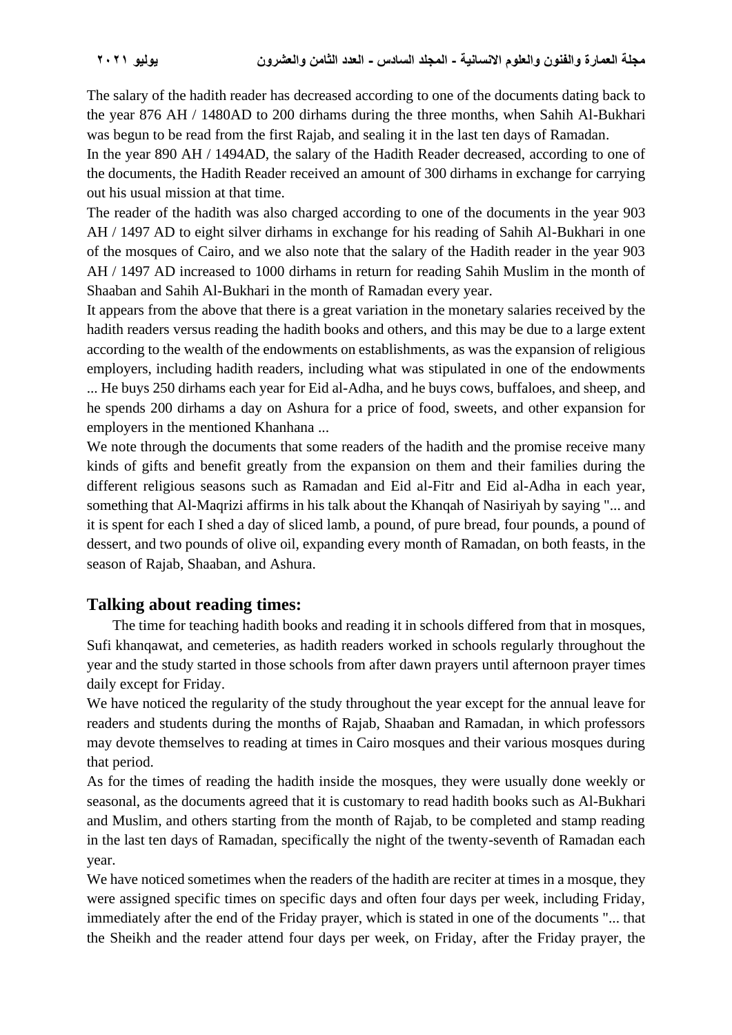The salary of the hadith reader has decreased according to one of the documents dating back to the year 876 AH / 1480AD to 200 dirhams during the three months, when Sahih Al-Bukhari was begun to be read from the first Rajab, and sealing it in the last ten days of Ramadan.

In the year 890 AH / 1494AD, the salary of the Hadith Reader decreased, according to one of the documents, the Hadith Reader received an amount of 300 dirhams in exchange for carrying out his usual mission at that time.

The reader of the hadith was also charged according to one of the documents in the year 903 AH / 1497 AD to eight silver dirhams in exchange for his reading of Sahih Al-Bukhari in one of the mosques of Cairo, and we also note that the salary of the Hadith reader in the year 903 AH / 1497 AD increased to 1000 dirhams in return for reading Sahih Muslim in the month of Shaaban and Sahih Al-Bukhari in the month of Ramadan every year.

It appears from the above that there is a great variation in the monetary salaries received by the hadith readers versus reading the hadith books and others, and this may be due to a large extent according to the wealth of the endowments on establishments, as was the expansion of religious employers, including hadith readers, including what was stipulated in one of the endowments ... He buys 250 dirhams each year for Eid al-Adha, and he buys cows, buffaloes, and sheep, and he spends 200 dirhams a day on Ashura for a price of food, sweets, and other expansion for employers in the mentioned Khanhana ...

We note through the documents that some readers of the hadith and the promise receive many kinds of gifts and benefit greatly from the expansion on them and their families during the different religious seasons such as Ramadan and Eid al-Fitr and Eid al-Adha in each year, something that Al-Maqrizi affirms in his talk about the Khanqah of Nasiriyah by saying "... and it is spent for each I shed a day of sliced lamb, a pound, of pure bread, four pounds, a pound of dessert, and two pounds of olive oil, expanding every month of Ramadan, on both feasts, in the season of Rajab, Shaaban, and Ashura.

## Talking about reading times:

The time for teaching hadith books and reading it in schools differed from that in mosques, Sufi khanqawat, and cemeteries, as hadith readers worked in schools regularly throughout the year and the study started in those schools from after dawn prayers until afternoon prayer times daily except for Friday.

We have noticed the regularity of the study throughout the year except for the annual leave for readers and students during the months of Rajab, Shaaban and Ramadan, in which professors may devote themselves to reading at times in Cairo mosques and their various mosques during that period.

As for the times of reading the hadith inside the mosques, they were usually done weekly or seasonal, as the documents agreed that it is customary to read hadith books such as Al-Bukhari and Muslim, and others starting from the month of Rajab, to be completed and stamp reading in the last ten days of Ramadan, specifically the night of the twenty-seventh of Ramadan each year.

We have noticed sometimes when the readers of the hadith are reciter at times in a mosque, they were assigned specific times on specific days and often four days per week, including Friday, immediately after the end of the Friday prayer, which is stated in one of the documents "... that the Sheikh and the reader attend four days per week, on Friday, after the Friday prayer, the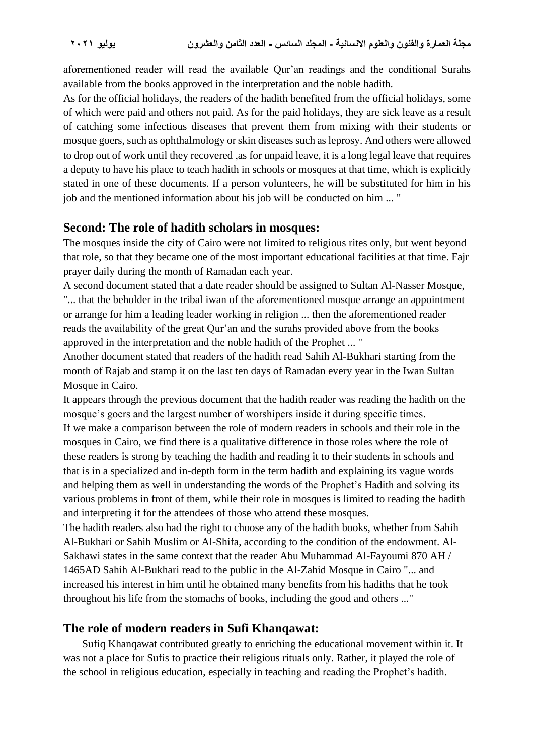aforementioned reader will read the available Qur'an readings and the conditional Surahs available from the books approved in the interpretation and the noble hadith.

As for the official holidays, the readers of the hadith benefited from the official holidays, some of which were paid and others not paid. As for the paid holidays, they are sick leave as a result of catching some infectious diseases that prevent them from mixing with their students or mosque goers, such as ophthalmology or skin diseases such as leprosy. And others were allowed to drop out of work until they recovered ,as for unpaid leave, it is a long legal leave that requires a deputy to have his place to teach hadith in schools or mosques at that time, which is explicitly stated in one of these documents. If a person volunteers, he will be substituted for him in his job and the mentioned information about his job will be conducted on him ... "

## Second: The role of hadith scholars in mosques:

The mosques inside the city of Cairo were not limited to religious rites only, but went beyond that role, so that they became one of the most important educational facilities at that time. Fajr prayer daily during the month of Ramadan each year.

A second document stated that a date reader should be assigned to Sultan Al-Nasser Mosque, "... that the beholder in the tribal iwan of the aforementioned mosque arrange an appointment or arrange for him a leading leader working in religion ... then the aforementioned reader reads the availability of the great Qur'an and the surahs provided above from the books approved in the interpretation and the noble hadith of the Prophet ... "

Another document stated that readers of the hadith read Sahih Al-Bukhari starting from the month of Rajab and stamp it on the last ten days of Ramadan every year in the Iwan Sultan Mosque in Cairo.

It appears through the previous document that the hadith reader was reading the hadith on the mosque's goers and the largest number of worshipers inside it during specific times.

If we make a comparison between the role of modern readers in schools and their role in the mosques in Cairo, we find there is a qualitative difference in those roles where the role of these readers is strong by teaching the hadith and reading it to their students in schools and that is in a specialized and in-depth form in the term hadith and explaining its vague words and helping them as well in understanding the words of the Prophet's Hadith and solving its various problems in front of them, while their role in mosques is limited to reading the hadith and interpreting it for the attendees of those who attend these mosques.

The hadith readers also had the right to choose any of the hadith books, whether from Sahih Al-Bukhari or Sahih Muslim or Al-Shifa, according to the condition of the endowment. Al-Sakhawi states in the same context that the reader Abu Muhammad Al-Fayoumi 870 AH / 1465AD Sahih Al-Bukhari read to the public in the Al-Zahid Mosque in Cairo "... and increased his interest in him until he obtained many benefits from his hadiths that he took throughout his life from the stomachs of books, including the good and others ..."

## The role of modern readers in Sufi Khanqawat:

Sufiq Khanqawat contributed greatly to enriching the educational movement within it. It was not a place for Sufis to practice their religious rituals only. Rather, it played the role of the school in religious education, especially in teaching and reading the Prophet's hadith.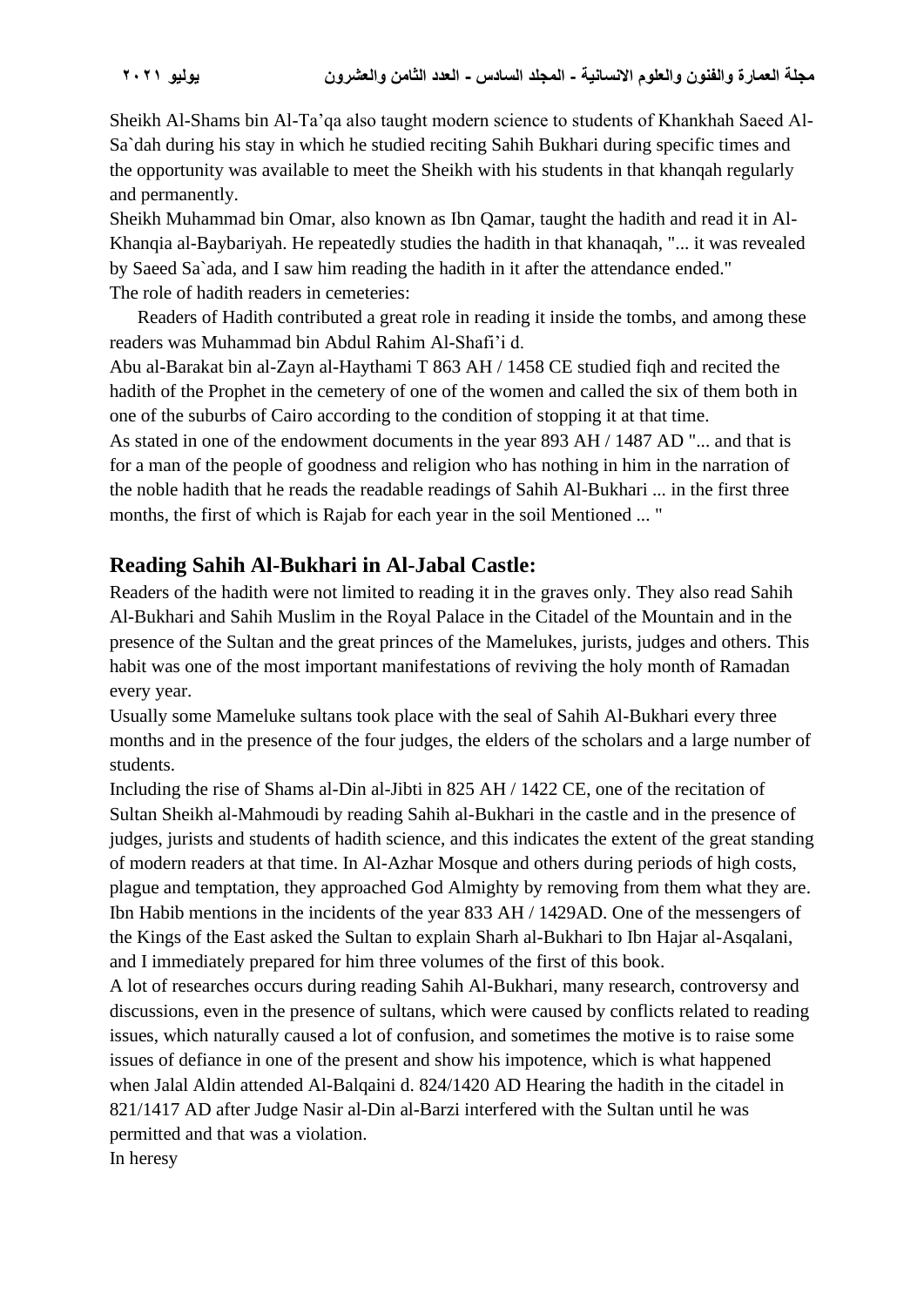Sheikh Al-Shams bin Al-Ta'qa also taught modern science to students of Khankhah Saeed Al-Sa`dah during his stay in which he studied reciting Sahih Bukhari during specific times and the opportunity was available to meet the Sheikh with his students in that khanqah regularly and permanently.

Sheikh Muhammad bin Omar, also known as Ibn Qamar, taught the hadith and read it in Al-Khanqia al-Baybariyah. He repeatedly studies the hadith in that khanaqah, "... it was revealed by Saeed Sa`ada, and I saw him reading the hadith in it after the attendance ended."

The role of hadith readers in cemeteries:

Readers of Hadith contributed a great role in reading it inside the tombs, and among these readers was Muhammad bin Abdul Rahim Al-Shafi'i d.

Abu al-Barakat bin al-Zayn al-Haythami T 863 AH / 1458 CE studied fiqh and recited the hadith of the Prophet in the cemetery of one of the women and called the six of them both in one of the suburbs of Cairo according to the condition of stopping it at that time.

As stated in one of the endowment documents in the year 893 AH / 1487 AD "... and that is for a man of the people of goodness and religion who has nothing in him in the narration of the noble hadith that he reads the readable readings of Sahih Al-Bukhari ... in the first three months, the first of which is Rajab for each year in the soil Mentioned ... "

## Reading Sahih Al-Bukhari in Al-Jabal Castle:

Readers of the hadith were not limited to reading it in the graves only. They also read Sahih Al-Bukhari and Sahih Muslim in the Royal Palace in the Citadel of the Mountain and in the presence of the Sultan and the great princes of the Mamelukes, jurists, judges and others. This habit was one of the most important manifestations of reviving the holy month of Ramadan every year.

Usually some Mameluke sultans took place with the seal of Sahih Al-Bukhari every three months and in the presence of the four judges, the elders of the scholars and a large number of students.

Including the rise of Shams al-Din al-Jibti in 825 AH / 1422 CE, one of the recitation of Sultan Sheikh al-Mahmoudi by reading Sahih al-Bukhari in the castle and in the presence of judges, jurists and students of hadith science, and this indicates the extent of the great standing of modern readers at that time. In Al-Azhar Mosque and others during periods of high costs, plague and temptation, they approached God Almighty by removing from them what they are.

Ibn Habib mentions in the incidents of the year 833 AH / 1429AD. One of the messengers of the Kings of the East asked the Sultan to explain Sharh al-Bukhari to Ibn Hajar al-Asqalani, and I immediately prepared for him three volumes of the first of this book.

A lot of researches occurs during reading Sahih Al-Bukhari, many research, controversy and discussions, even in the presence of sultans, which were caused by conflicts related to reading issues, which naturally caused a lot of confusion, and sometimes the motive is to raise some issues of defiance in one of the present and show his impotence, which is what happened when Jalal Aldin attended Al-Balqaini d. 824/1420 AD Hearing the hadith in the citadel in 821/1417 AD after Judge Nasir al-Din al-Barzi interfered with the Sultan until he was permitted and that was a violation.

In heresy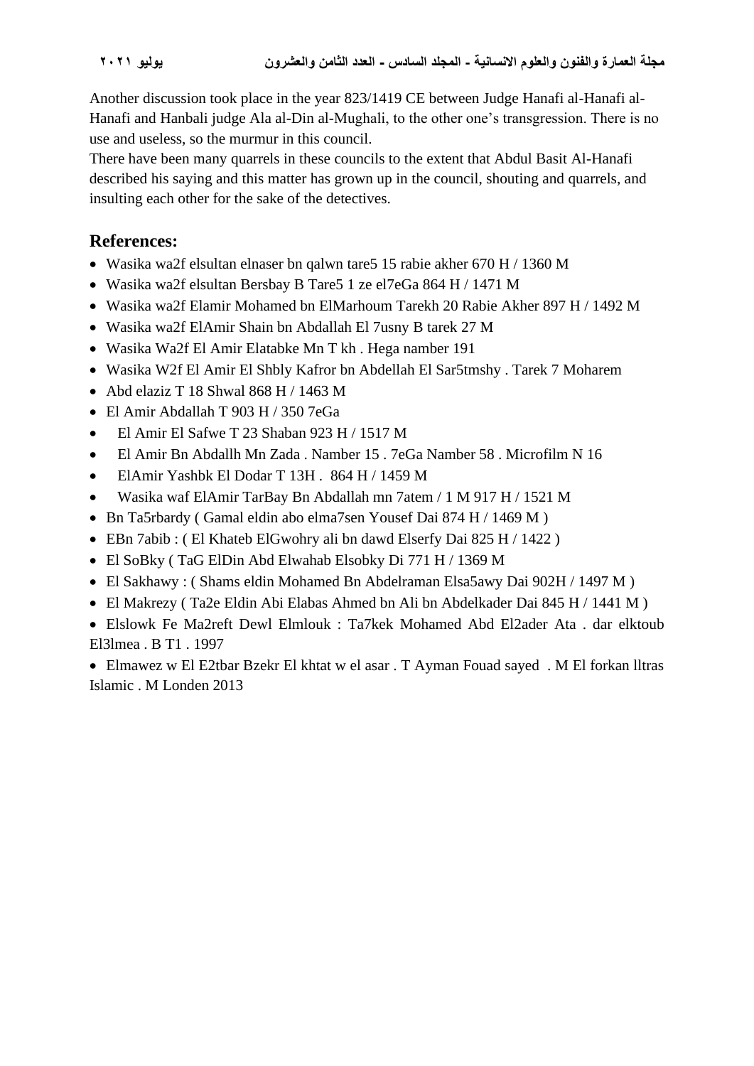Another discussion took place in the year 823/1419 CE between Judge Hanafi al-Hanafi al-Hanafi and Hanbali judge Ala al-Din al-Mughali, to the other one's transgression. There is no use and useless, so the murmur in this council.

There have been many quarrels in these councils to the extent that Abdul Basit Al-Hanafi described his saying and this matter has grown up in the council, shouting and quarrels, and insulting each other for the sake of the detectives.

## References:

- Wasika wa2f elsultan elnaser bn qalwn tare5 15 rabie akher 670 H / 1360 M
- Wasika wa2f elsultan Bersbay B Tare5 1 ze el7eGa 864 H / 1471 M
- Wasika wa2f Elamir Mohamed bn ElMarhoum Tarekh 20 Rabie Akher 897 H / 1492 M
- Wasika wa2f ElAmir Shain bn Abdallah El 7usny B tarek 27 M
- Wasika Wa2f El Amir Elatabke Mn T kh . Hega namber 191
- Wasika W2f El Amir El Shbly Kafror bn Abdellah El Sar5tmshy . Tarek 7 Moharem
- Abd elaziz T 18 Shwal 868 H / 1463 M
- El Amir Abdallah T 903 H / 350 7eGa
- El Amir El Safwe T 23 Shaban 923 H / 1517 M
- El Amir Bn Abdallh Mn Zada . Namber 15 . 7eGa Namber 58 . Microfilm N 16
- ElAmir Yashbk El Dodar T 13H . 864 H / 1459 M
- Wasika waf ElAmir TarBay Bn Abdallah mn 7atem / 1 M 917 H / 1521 M
- Bn Ta5rbardy ( Gamal eldin abo elma7sen Yousef Dai 874 H / 1469 M )
- EBn 7abib : ( El Khateb ElGwohry ali bn dawd Elserfy Dai 825 H / 1422 )
- El SoBky ( TaG ElDin Abd Elwahab Elsobky Di 771 H / 1369 M
- El Sakhawy : ( Shams eldin Mohamed Bn Abdelraman Elsa5awy Dai 902H / 1497 M )
- El Makrezy ( Ta2e Eldin Abi Elabas Ahmed bn Ali bn Abdelkader Dai 845 H / 1441 M )
- Elslowk Fe Ma2reft Dewl Elmlouk : Ta7kek Mohamed Abd El2ader Ata . dar elktoub El3lmea . B T1 . 1997
- Elmawez w El E2tbar Bzekr El khtat w el asar . T Ayman Fouad sayed . M El forkan lltras Islamic . M Londen 2013